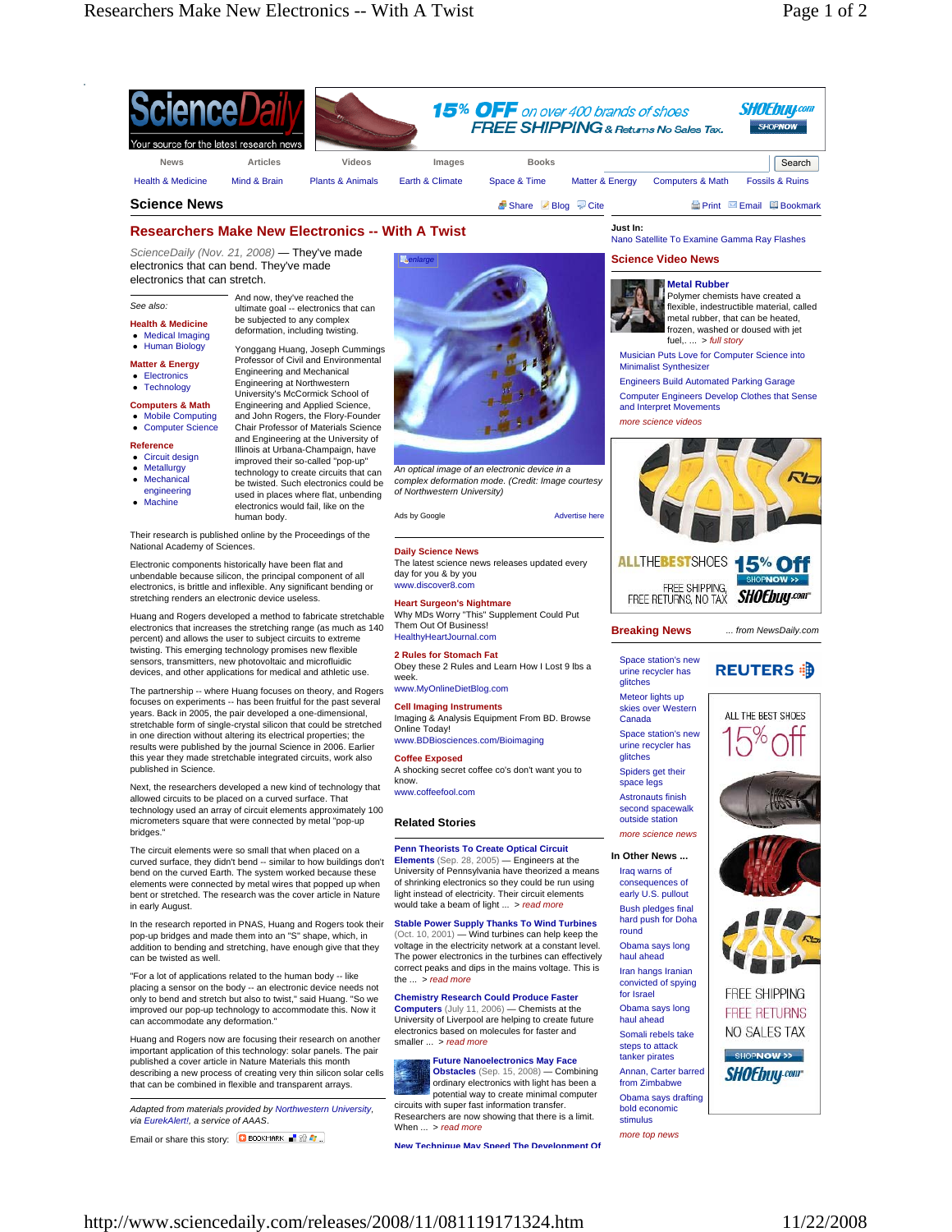# Researchers Make New Electronics -- With A Twist

*ScienceDaily (Nov. 21, 2008)* — They've made electronics that can bend. They've made electronics that can stretch.

See also:

**Health & Medicine**
- Medical Imaging
- Human Biology

**Matter & Energy**
- Electronics
- Technology

**Computers & Math**
- Mobile Computing
- Computer Science

**Reference**
- Circuit design
- Metallurgy
- Mechanical engineering
- Machine

And now, they've reached the ultimate goal -- electronics that can be subjected to any complex deformation, including twisting.

Yonggang Huang, Joseph Cummings Professor of Civil and Environmental Engineering and Mechanical Engineering at Northwestern University's McCormick School of Engineering and Applied Science, and John Rogers, the Flory-Founder Chair Professor of Materials Science and Engineering at the University of Illinois at Urbana-Champaign, have improved their so-called "pop-up" technology to create circuits that can be twisted. Such electronics could be used in places where flat, unbending electronics would fail, like on the human body.

*An optical image of an electronic device in a complex deformation mode. (Credit: Image courtesy of Northwestern University)*

Their research is published online by the Proceedings of the National Academy of Sciences.

Electronic components historically have been flat and unbendable because silicon, the principal component of all electronics, is brittle and inflexible. Any significant bending or stretching renders an electronic device useless.

Huang and Rogers developed a method to fabricate stretchable electronics that increases the stretching range (as much as 140 percent) and allows the user to subject circuits to extreme twisting. This emerging technology promises new flexible sensors, transmitters, new photovoltaic and microfluidic devices, and other applications for medical and athletic use.

The partnership -- where Huang focuses on theory, and Rogers focuses on experiments -- has been fruitful for the past several years. Back in 2005, the pair developed a one-dimensional, stretchable form of single-crystal silicon that could be stretched in one direction without altering its electrical properties; the results were published by the journal Science in 2006. Earlier this year they made stretchable integrated circuits, work also published in Science.

Next, the researchers developed a new kind of technology that allowed circuits to be placed on a curved surface. That technology used an array of circuit elements approximately 100 micrometers square that were connected by metal "pop-up bridges."

The circuit elements were so small that when placed on a curved surface, they didn't bend -- similar to how buildings don't bend on the curved Earth. The system worked because these elements were connected by metal wires that popped up when bent or stretched. The research was the cover article in Nature in early August.

In the research reported in PNAS, Huang and Rogers took their pop-up bridges and made them into an "S" shape, which, in addition to bending and stretching, have enough give that they can be twisted as well.

"For a lot of applications related to the human body -- like placing a sensor on the body -- an electronic device needs not only to bend and stretch but also to twist," said Huang. "So we improved our pop-up technology to accommodate this. Now it can accommodate any deformation."

Huang and Rogers now are focusing their research on another important application of this technology: solar panels. The pair published a cover article in Nature Materials this month describing a new process of creating very thin silicon solar cells that can be combined in flexible and transparent arrays.

*Adapted from materials provided by Northwestern University, via EurekAlert!, a service of AAAS.*

Email or share this story:

## Related Stories

**Penn Theorists To Create Optical Circuit Elements** (Sep. 28, 2005) — Engineers at the University of Pennsylvania have theorized a means of shrinking electronics so they could be run using light instead of electricity. Their circuit elements would take a beam of light ... > *read more*

**Stable Power Supply Thanks To Wind Turbines** (Oct. 10, 2001) — Wind turbines can help keep the voltage in the electricity network at a constant level. The power electronics in the turbines can effectively correct peaks and dips in the mains voltage. This is the ... > *read more*

**Chemistry Research Could Produce Faster Computers** (July 11, 2006) — Chemists at the University of Liverpool are helping to create future electronics based on molecules for faster and smaller ... > *read more*

**Future Nanoelectronics May Face Obstacles** (Sep. 15, 2008) — Combining ordinary electronics with light has been a potential way to create minimal computer circuits with super fast information transfer. Researchers are now showing that there is a limit. When ... > *read more*

**New Technique May Speed The Development Of**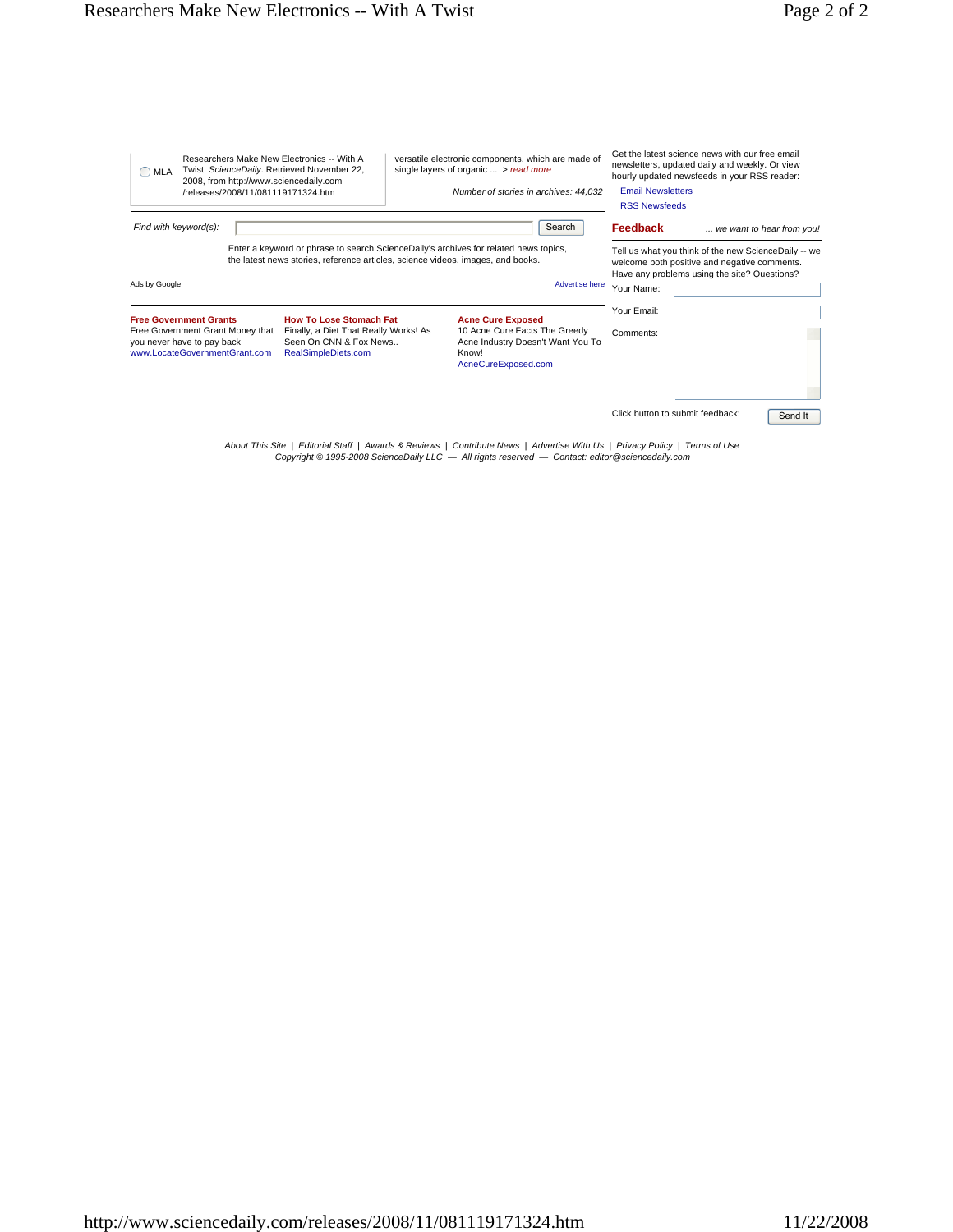MLA Researchers Make New Electronics -- With A Twist. *ScienceDaily*. Retrieved November 22, 2008, from http://www.sciencedaily.com /releases/2008/11/081119171324.htm

versatile electronic components, which are made of single layers of organic ... > *read more*

*Number of stories in archives: 44,032*

*Find with keyword(s):* Search

Enter a keyword or phrase to search ScienceDaily's archives for related news topics, the latest news stories, reference articles, science videos, images, and books.

Ads by Google

Advertise here

**Free Government Grants**
Free Government Grant Money that you never have to pay back
www.LocateGovernmentGrant.com

**How To Lose Stomach Fat**
Finally, a Diet That Really Works! As Seen On CNN & Fox News..
RealSimpleDiets.com

**Acne Cure Exposed**
10 Acne Cure Facts The Greedy Acne Industry Doesn't Want You To Know!
AcneCureExposed.com

Get the latest science news with our free email newsletters, updated daily and weekly. Or view hourly updated newsfeeds in your RSS reader:

- Email Newsletters
- RSS Newsfeeds

## Feedback

*... we want to hear from you!*

Tell us what you think of the new ScienceDaily -- we welcome both positive and negative comments. Have any problems using the site? Questions?

Your Name:

Your Email:

Comments:

Click button to submit feedback: Send It

*About This Site | Editorial Staff | Awards & Reviews | Contribute News | Advertise With Us | Privacy Policy | Terms of Use*
*Copyright © 1995-2008 ScienceDaily LLC — All rights reserved — Contact: editor@sciencedaily.com*